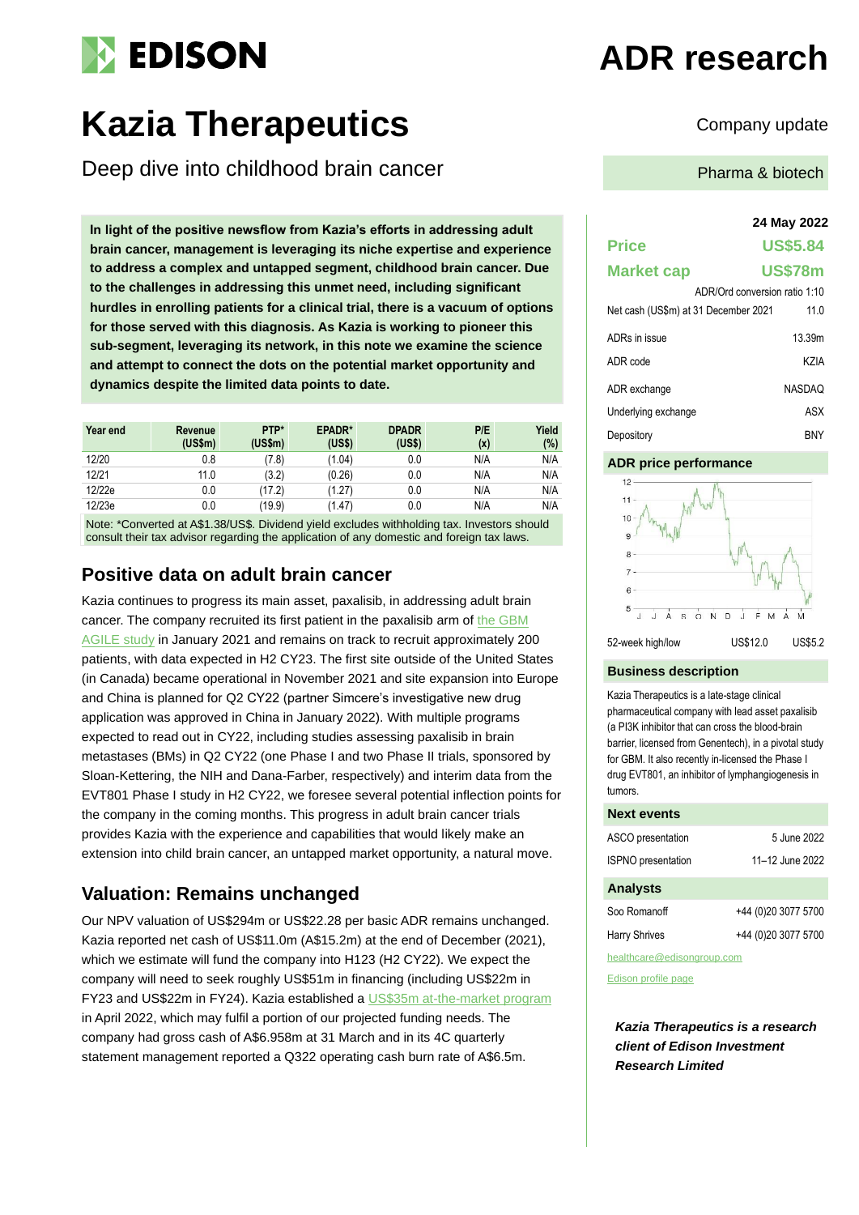# EDISON

# ADR research

# Kazia Therapeutics

Company update

## Deep dive into childhood brain cancer

Pharma & biotech

**In light of the positive newsflow from Kazia's efforts in addressing adult brain cancer, management is leveraging its niche expertise and experience to address a complex and untapped segment, childhood brain cancer. Due to the challenges in addressing this unmet need, including significant hurdles in enrolling patients for a clinical trial, there is a vacuum of options for those served with this diagnosis. As Kazia is working to pioneer this sub-segment, leveraging its network, in this note we examine the science and attempt to connect the dots on the potential market opportunity and dynamics despite the limited data points to date.**

| Year end | Revenue (US$m) | PTP* (US$m) | EPADR* (US$) | DPADR (US$) | P/E (x) | Yield (%) |
|---|---|---|---|---|---|---|
| 12/20 | 0.8 | (7.8) | (1.04) | 0.0 | N/A | N/A |
| 12/21 | 11.0 | (3.2) | (0.26) | 0.0 | N/A | N/A |
| 12/22e | 0.0 | (17.2) | (1.27) | 0.0 | N/A | N/A |
| 12/23e | 0.0 | (19.9) | (1.47) | 0.0 | N/A | N/A |

Note: *Converted at A$1.38/US$. Dividend yield excludes withholding tax. Investors should consult their tax advisor regarding the application of any domestic and foreign tax laws.

## Positive data on adult brain cancer

Kazia continues to progress its main asset, paxalisib, in addressing adult brain cancer. The company recruited its first patient in the paxalisib arm of the GBM AGILE study in January 2021 and remains on track to recruit approximately 200 patients, with data expected in H2 CY23. The first site outside of the United States (in Canada) became operational in November 2021 and site expansion into Europe and China is planned for Q2 CY22 (partner Simcere's investigative new drug application was approved in China in January 2022). With multiple programs expected to read out in CY22, including studies assessing paxalisib in brain metastases (BMs) in Q2 CY22 (one Phase I and two Phase II trials, sponsored by Sloan-Kettering, the NIH and Dana-Farber, respectively) and interim data from the EVT801 Phase I study in H2 CY22, we foresee several potential inflection points for the company in the coming months. This progress in adult brain cancer trials provides Kazia with the experience and capabilities that would likely make an extension into child brain cancer, an untapped market opportunity, a natural move.

## Valuation: Remains unchanged

Our NPV valuation of US$294m or US$22.28 per basic ADR remains unchanged. Kazia reported net cash of US$11.0m (A$15.2m) at the end of December (2021), which we estimate will fund the company into H123 (H2 CY22). We expect the company will need to seek roughly US$51m in financing (including US$22m in FY23 and US$22m in FY24). Kazia established a US$35m at-the-market program in April 2022, which may fulfil a portion of our projected funding needs. The company had gross cash of A$6.958m at 31 March and in its 4C quarterly statement management reported a Q322 operating cash burn rate of A$6.5m.

**24 May 2022**

| | |
|---|---|
| **Price** | **US$5.84** |
| **Market cap** | **US$78m** |
| | ADR/Ord conversion ratio 1:10 |
| Net cash (US$m) at 31 December 2021 | 11.0 |
| ADRs in issue | 13.39m |
| ADR code | KZIA |
| ADR exchange | NASDAQ |
| Underlying exchange | ASX |
| Depository | BNY |

### ADR price performance

| 52-week high/low | US$12.0 | US$5.2 |
|---|---|---|

### Business description

Kazia Therapeutics is a late-stage clinical pharmaceutical company with lead asset paxalisib (a PI3K inhibitor that can cross the blood-brain barrier, licensed from Genentech), in a pivotal study for GBM. It also recently in-licensed the Phase I drug EVT801, an inhibitor of lymphangiogenesis in tumors.

### Next events

| | |
|---|---|
| ASCO presentation | 5 June 2022 |
| ISPNO presentation | 11–12 June 2022 |

### Analysts

| | |
|---|---|
| Soo Romanoff | +44 (0)20 3077 5700 |
| Harry Shrives | +44 (0)20 3077 5700 |

healthcare@edisongroup.com

Edison profile page

***Kazia Therapeutics is a research client of Edison Investment Research Limited***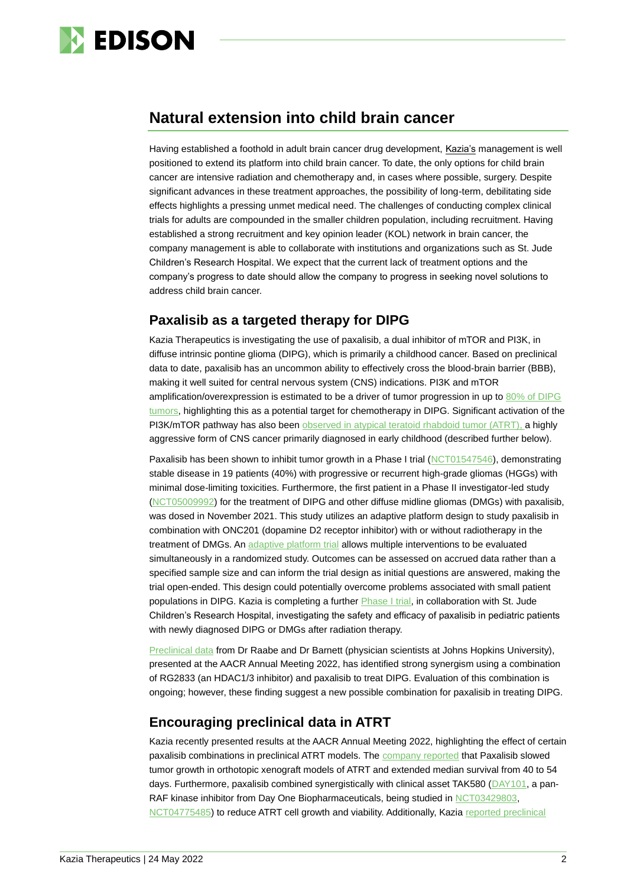## Natural extension into child brain cancer

Having established a foothold in adult brain cancer drug development, Kazia's management is well positioned to extend its platform into child brain cancer. To date, the only options for child brain cancer are intensive radiation and chemotherapy and, in cases where possible, surgery. Despite significant advances in these treatment approaches, the possibility of long-term, debilitating side effects highlights a pressing unmet medical need. The challenges of conducting complex clinical trials for adults are compounded in the smaller children population, including recruitment. Having established a strong recruitment and key opinion leader (KOL) network in brain cancer, the company management is able to collaborate with institutions and organizations such as St. Jude Children's Research Hospital. We expect that the current lack of treatment options and the company's progress to date should allow the company to progress in seeking novel solutions to address child brain cancer.

### Paxalisib as a targeted therapy for DIPG

Kazia Therapeutics is investigating the use of paxalisib, a dual inhibitor of mTOR and PI3K, in diffuse intrinsic pontine glioma (DIPG), which is primarily a childhood cancer. Based on preclinical data to date, paxalisib has an uncommon ability to effectively cross the blood-brain barrier (BBB), making it well suited for central nervous system (CNS) indications. PI3K and mTOR amplification/overexpression is estimated to be a driver of tumor progression in up to 80% of DIPG tumors, highlighting this as a potential target for chemotherapy in DIPG. Significant activation of the PI3K/mTOR pathway has also been observed in atypical teratoid rhabdoid tumor (ATRT), a highly aggressive form of CNS cancer primarily diagnosed in early childhood (described further below).

Paxalisib has been shown to inhibit tumor growth in a Phase I trial (NCT01547546), demonstrating stable disease in 19 patients (40%) with progressive or recurrent high-grade gliomas (HGGs) with minimal dose-limiting toxicities. Furthermore, the first patient in a Phase II investigator-led study (NCT05009992) for the treatment of DIPG and other diffuse midline gliomas (DMGs) with paxalisib, was dosed in November 2021. This study utilizes an adaptive platform design to study paxalisib in combination with ONC201 (dopamine D2 receptor inhibitor) with or without radiotherapy in the treatment of DMGs. An adaptive platform trial allows multiple interventions to be evaluated simultaneously in a randomized study. Outcomes can be assessed on accrued data rather than a specified sample size and can inform the trial design as initial questions are answered, making the trial open-ended. This design could potentially overcome problems associated with small patient populations in DIPG. Kazia is completing a further Phase I trial, in collaboration with St. Jude Children's Research Hospital, investigating the safety and efficacy of paxalisib in pediatric patients with newly diagnosed DIPG or DMGs after radiation therapy.

Preclinical data from Dr Raabe and Dr Barnett (physician scientists at Johns Hopkins University), presented at the AACR Annual Meeting 2022, has identified strong synergism using a combination of RG2833 (an HDAC1/3 inhibitor) and paxalisib to treat DIPG. Evaluation of this combination is ongoing; however, these finding suggest a new possible combination for paxalisib in treating DIPG.

### Encouraging preclinical data in ATRT

Kazia recently presented results at the AACR Annual Meeting 2022, highlighting the effect of certain paxalisib combinations in preclinical ATRT models. The company reported that Paxalisib slowed tumor growth in orthotopic xenograft models of ATRT and extended median survival from 40 to 54 days. Furthermore, paxalisib combined synergistically with clinical asset TAK580 (DAY101, a pan-RAF kinase inhibitor from Day One Biopharmaceuticals, being studied in NCT03429803, NCT04775485) to reduce ATRT cell growth and viability. Additionally, Kazia reported preclinical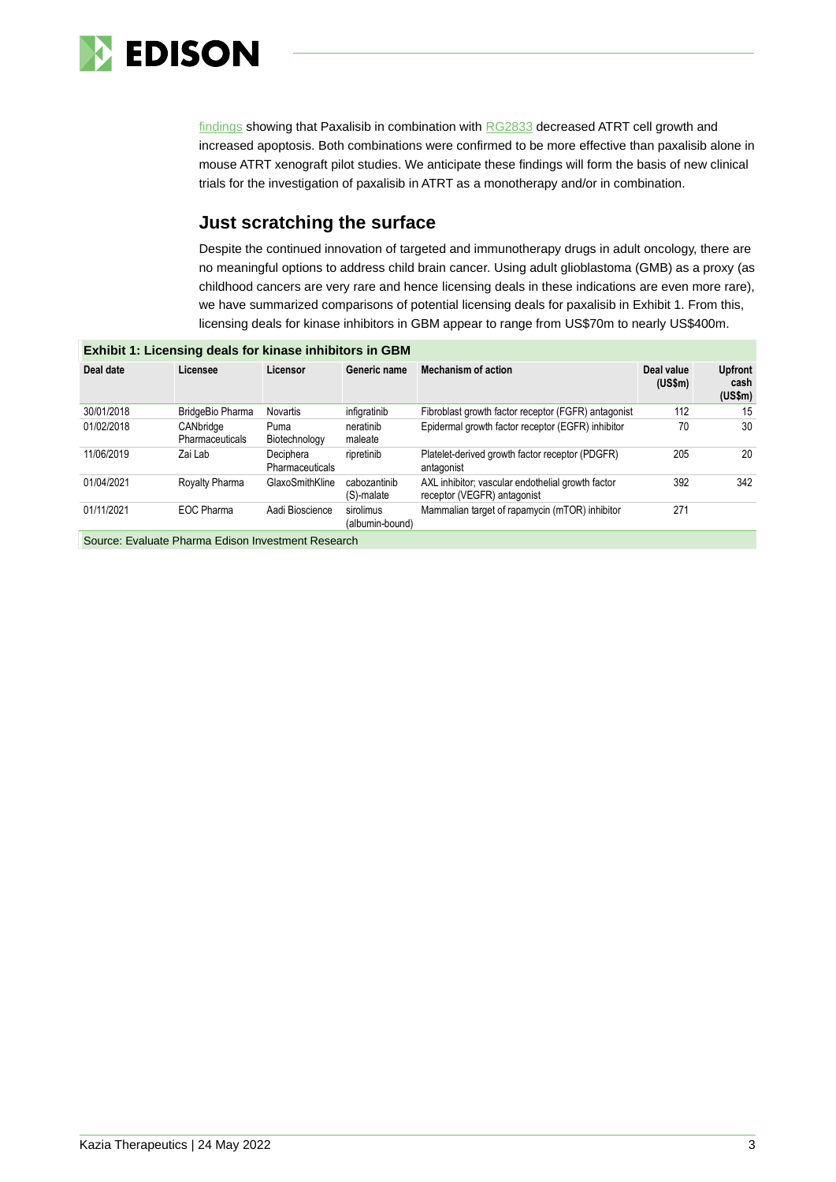findings showing that Paxalisib in combination with RG2833 decreased ATRT cell growth and increased apoptosis. Both combinations were confirmed to be more effective than paxalisib alone in mouse ATRT xenograft pilot studies. We anticipate these findings will form the basis of new clinical trials for the investigation of paxalisib in ATRT as a monotherapy and/or in combination.

## Just scratching the surface

Despite the continued innovation of targeted and immunotherapy drugs in adult oncology, there are no meaningful options to address child brain cancer. Using adult glioblastoma (GMB) as a proxy (as childhood cancers are very rare and hence licensing deals in these indications are even more rare), we have summarized comparisons of potential licensing deals for paxalisib in Exhibit 1. From this, licensing deals for kinase inhibitors in GBM appear to range from US$70m to nearly US$400m.

**Exhibit 1: Licensing deals for kinase inhibitors in GBM**

| Deal date | Licensee | Licensor | Generic name | Mechanism of action | Deal value (US$m) | Upfront cash (US$m) |
|---|---|---|---|---|---|---|
| 30/01/2018 | BridgeBio Pharma | Novartis | infigratinib | Fibroblast growth factor receptor (FGFR) antagonist | 112 | 15 |
| 01/02/2018 | CANbridge Pharmaceuticals | Puma Biotechnology | neratinib maleate | Epidermal growth factor receptor (EGFR) inhibitor | 70 | 30 |
| 11/06/2019 | Zai Lab | Deciphera Pharmaceuticals | ripretinib | Platelet-derived growth factor receptor (PDGFR) antagonist | 205 | 20 |
| 01/04/2021 | Royalty Pharma | GlaxoSmithKline | cabozantinib (S)-malate | AXL inhibitor; vascular endothelial growth factor receptor (VEGFR) antagonist | 392 | 342 |
| 01/11/2021 | EOC Pharma | Aadi Bioscience | sirolimus (albumin-bound) | Mammalian target of rapamycin (mTOR) inhibitor | 271 | |

Source: Evaluate Pharma Edison Investment Research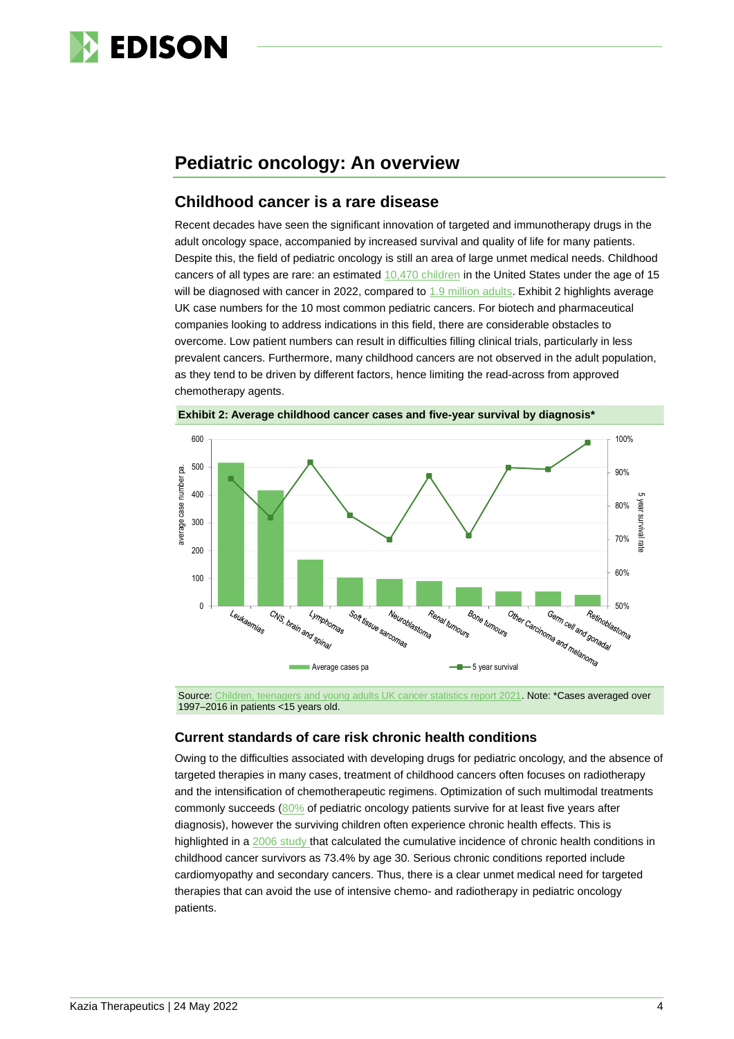## Pediatric oncology: An overview

### Childhood cancer is a rare disease

Recent decades have seen the significant innovation of targeted and immunotherapy drugs in the adult oncology space, accompanied by increased survival and quality of life for many patients. Despite this, the field of pediatric oncology is still an area of large unmet medical needs. Childhood cancers of all types are rare: an estimated 10,470 children in the United States under the age of 15 will be diagnosed with cancer in 2022, compared to 1.9 million adults. Exhibit 2 highlights average UK case numbers for the 10 most common pediatric cancers. For biotech and pharmaceutical companies looking to address indications in this field, there are considerable obstacles to overcome. Low patient numbers can result in difficulties filling clinical trials, particularly in less prevalent cancers. Furthermore, many childhood cancers are not observed in the adult population, as they tend to be driven by different factors, hence limiting the read-across from approved chemotherapy agents.

**Exhibit 2: Average childhood cancer cases and five-year survival by diagnosis***

Source: Children, teenagers and young adults UK cancer statistics report 2021. Note: *Cases averaged over 1997–2016 in patients <15 years old.

#### Current standards of care risk chronic health conditions

Owing to the difficulties associated with developing drugs for pediatric oncology, and the absence of targeted therapies in many cases, treatment of childhood cancers often focuses on radiotherapy and the intensification of chemotherapeutic regimens. Optimization of such multimodal treatments commonly succeeds (80% of pediatric oncology patients survive for at least five years after diagnosis), however the surviving children often experience chronic health effects. This is highlighted in a 2006 study that calculated the cumulative incidence of chronic health conditions in childhood cancer survivors as 73.4% by age 30. Serious chronic conditions reported include cardiomyopathy and secondary cancers. Thus, there is a clear unmet medical need for targeted therapies that can avoid the use of intensive chemo- and radiotherapy in pediatric oncology patients.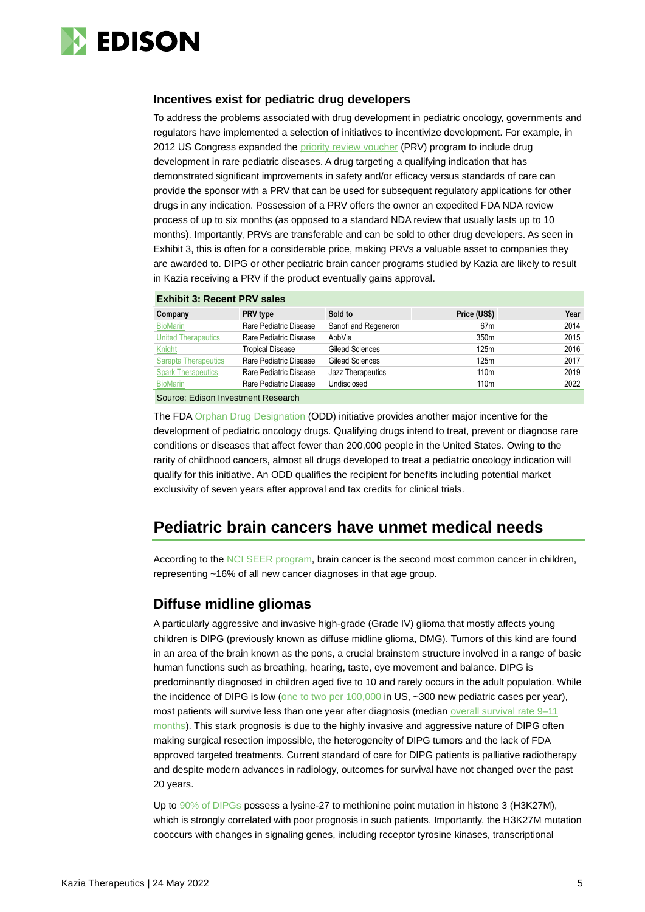### Incentives exist for pediatric drug developers

To address the problems associated with drug development in pediatric oncology, governments and regulators have implemented a selection of initiatives to incentivize development. For example, in 2012 US Congress expanded the priority review voucher (PRV) program to include drug development in rare pediatric diseases. A drug targeting a qualifying indication that has demonstrated significant improvements in safety and/or efficacy versus standards of care can provide the sponsor with a PRV that can be used for subsequent regulatory applications for other drugs in any indication. Possession of a PRV offers the owner an expedited FDA NDA review process of up to six months (as opposed to a standard NDA review that usually lasts up to 10 months). Importantly, PRVs are transferable and can be sold to other drug developers. As seen in Exhibit 3, this is often for a considerable price, making PRVs a valuable asset to companies they are awarded to. DIPG or other pediatric brain cancer programs studied by Kazia are likely to result in Kazia receiving a PRV if the product eventually gains approval.

**Exhibit 3: Recent PRV sales**

| Company | PRV type | Sold to | Price (US$) | Year |
|---|---|---|---|---|
| BioMarin | Rare Pediatric Disease | Sanofi and Regeneron | 67m | 2014 |
| United Therapeutics | Rare Pediatric Disease | AbbVie | 350m | 2015 |
| Knight | Tropical Disease | Gilead Sciences | 125m | 2016 |
| Sarepta Therapeutics | Rare Pediatric Disease | Gilead Sciences | 125m | 2017 |
| Spark Therapeutics | Rare Pediatric Disease | Jazz Therapeutics | 110m | 2019 |
| BioMarin | Rare Pediatric Disease | Undisclosed | 110m | 2022 |

Source: Edison Investment Research

The FDA Orphan Drug Designation (ODD) initiative provides another major incentive for the development of pediatric oncology drugs. Qualifying drugs intend to treat, prevent or diagnose rare conditions or diseases that affect fewer than 200,000 people in the United States. Owing to the rarity of childhood cancers, almost all drugs developed to treat a pediatric oncology indication will qualify for this initiative. An ODD qualifies the recipient for benefits including potential market exclusivity of seven years after approval and tax credits for clinical trials.

## Pediatric brain cancers have unmet medical needs

According to the NCI SEER program, brain cancer is the second most common cancer in children, representing ~16% of all new cancer diagnoses in that age group.

### Diffuse midline gliomas

A particularly aggressive and invasive high-grade (Grade IV) glioma that mostly affects young children is DIPG (previously known as diffuse midline glioma, DMG). Tumors of this kind are found in an area of the brain known as the pons, a crucial brainstem structure involved in a range of basic human functions such as breathing, hearing, taste, eye movement and balance. DIPG is predominantly diagnosed in children aged five to 10 and rarely occurs in the adult population. While the incidence of DIPG is low (one to two per 100,000 in US, ~300 new pediatric cases per year), most patients will survive less than one year after diagnosis (median overall survival rate 9–11 months). This stark prognosis is due to the highly invasive and aggressive nature of DIPG often making surgical resection impossible, the heterogeneity of DIPG tumors and the lack of FDA approved targeted treatments. Current standard of care for DIPG patients is palliative radiotherapy and despite modern advances in radiology, outcomes for survival have not changed over the past 20 years.

Up to 90% of DIPGs possess a lysine-27 to methionine point mutation in histone 3 (H3K27M), which is strongly correlated with poor prognosis in such patients. Importantly, the H3K27M mutation cooccurs with changes in signaling genes, including receptor tyrosine kinases, transcriptional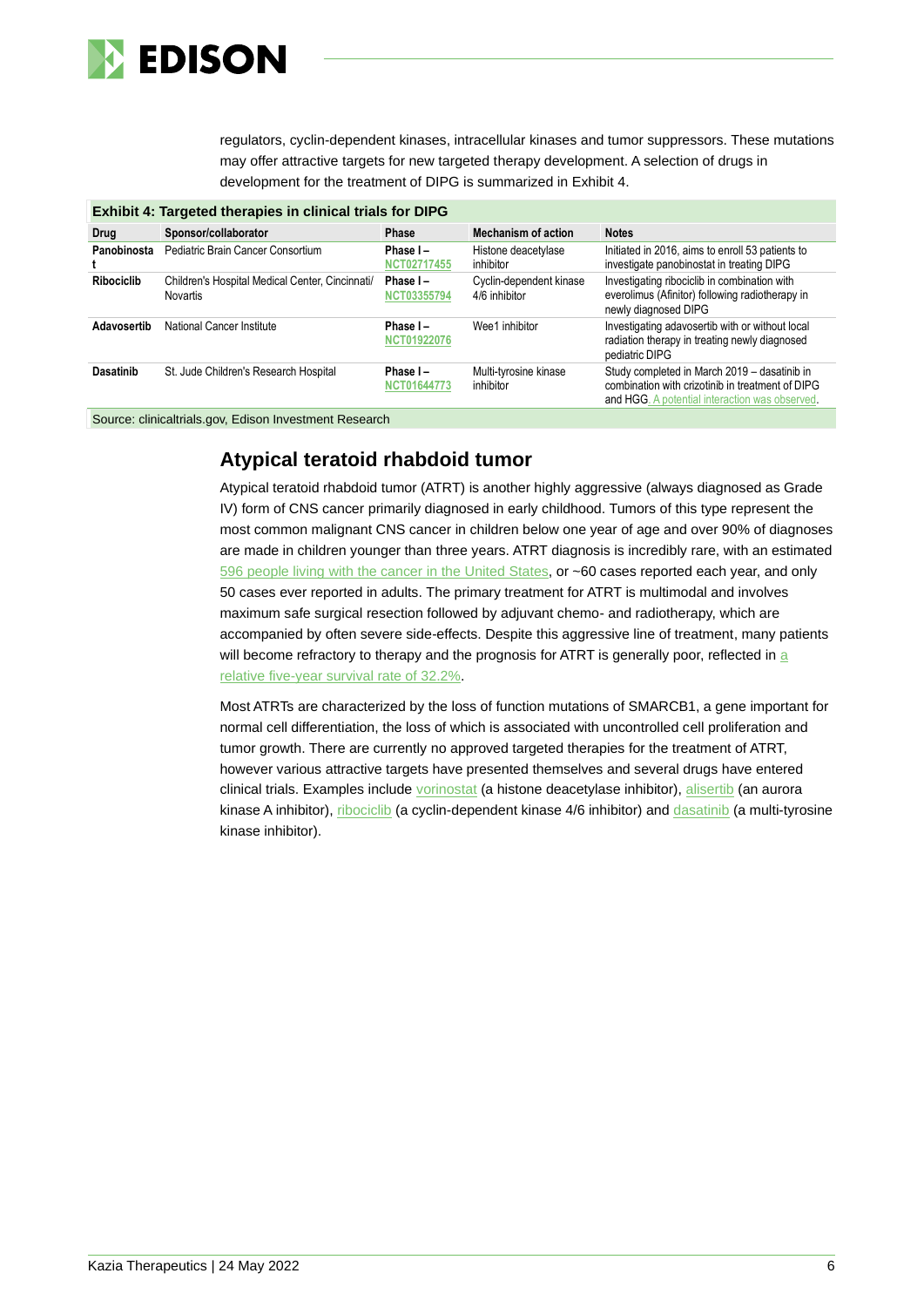regulators, cyclin-dependent kinases, intracellular kinases and tumor suppressors. These mutations may offer attractive targets for new targeted therapy development. A selection of drugs in development for the treatment of DIPG is summarized in Exhibit 4.

**Exhibit 4: Targeted therapies in clinical trials for DIPG**

| Drug | Sponsor/collaborator | Phase | Mechanism of action | Notes |
|---|---|---|---|---|
| **Panobinostat** | Pediatric Brain Cancer Consortium | **Phase I – NCT02717455** | Histone deacetylase inhibitor | Initiated in 2016, aims to enroll 53 patients to investigate panobinostat in treating DIPG |
| **Ribociclib** | Children's Hospital Medical Center, Cincinnati/ Novartis | **Phase I – NCT03355794** | Cyclin-dependent kinase 4/6 inhibitor | Investigating ribociclib in combination with everolimus (Afinitor) following radiotherapy in newly diagnosed DIPG |
| **Adavosertib** | National Cancer Institute | **Phase I – NCT01922076** | Wee1 inhibitor | Investigating adavosertib with or without local radiation therapy in treating newly diagnosed pediatric DIPG |
| **Dasatinib** | St. Jude Children's Research Hospital | **Phase I – NCT01644773** | Multi-tyrosine kinase inhibitor | Study completed in March 2019 – dasatinib in combination with crizotinib in treatment of DIPG and HGG. A potential interaction was observed. |

Source: clinicaltrials.gov, Edison Investment Research

## Atypical teratoid rhabdoid tumor

Atypical teratoid rhabdoid tumor (ATRT) is another highly aggressive (always diagnosed as Grade IV) form of CNS cancer primarily diagnosed in early childhood. Tumors of this type represent the most common malignant CNS cancer in children below one year of age and over 90% of diagnoses are made in children younger than three years. ATRT diagnosis is incredibly rare, with an estimated 596 people living with the cancer in the United States, or ~60 cases reported each year, and only 50 cases ever reported in adults. The primary treatment for ATRT is multimodal and involves maximum safe surgical resection followed by adjuvant chemo- and radiotherapy, which are accompanied by often severe side-effects. Despite this aggressive line of treatment, many patients will become refractory to therapy and the prognosis for ATRT is generally poor, reflected in a relative five-year survival rate of 32.2%.

Most ATRTs are characterized by the loss of function mutations of SMARCB1, a gene important for normal cell differentiation, the loss of which is associated with uncontrolled cell proliferation and tumor growth. There are currently no approved targeted therapies for the treatment of ATRT, however various attractive targets have presented themselves and several drugs have entered clinical trials. Examples include vorinostat (a histone deacetylase inhibitor), alisertib (an aurora kinase A inhibitor), ribociclib (a cyclin-dependent kinase 4/6 inhibitor) and dasatinib (a multi-tyrosine kinase inhibitor).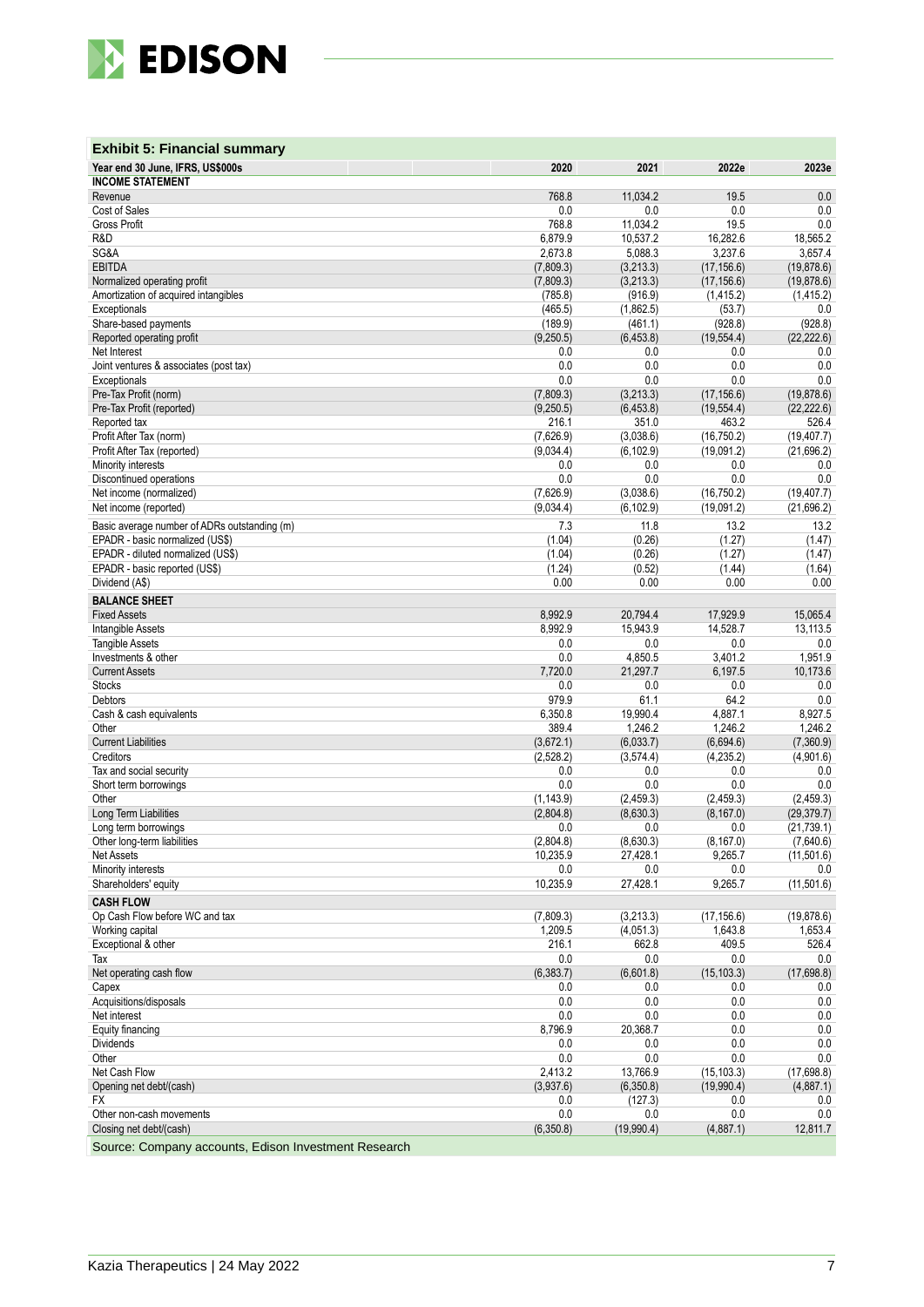**Exhibit 5: Financial summary**

| Year end 30 June, IFRS, US$000s | 2020 | 2021 | 2022e | 2023e |
|---|---|---|---|---|
| **INCOME STATEMENT** | | | | |
| Revenue | 768.8 | 11,034.2 | 19.5 | 0.0 |
| Cost of Sales | 0.0 | 0.0 | 0.0 | 0.0 |
| Gross Profit | 768.8 | 11,034.2 | 19.5 | 0.0 |
| R&D | 6,879.9 | 10,537.2 | 16,282.6 | 18,565.2 |
| SG&A | 2,673.8 | 5,088.3 | 3,237.6 | 3,657.4 |
| EBITDA | (7,809.3) | (3,213.3) | (17,156.6) | (19,878.6) |
| Normalized operating profit | (7,809.3) | (3,213.3) | (17,156.6) | (19,878.6) |
| Amortization of acquired intangibles | (785.8) | (916.9) | (1,415.2) | (1,415.2) |
| Exceptionals | (465.5) | (1,862.5) | (53.7) | 0.0 |
| Share-based payments | (189.9) | (461.1) | (928.8) | (928.8) |
| Reported operating profit | (9,250.5) | (6,453.8) | (19,554.4) | (22,222.6) |
| Net Interest | 0.0 | 0.0 | 0.0 | 0.0 |
| Joint ventures & associates (post tax) | 0.0 | 0.0 | 0.0 | 0.0 |
| Exceptionals | 0.0 | 0.0 | 0.0 | 0.0 |
| Pre-Tax Profit (norm) | (7,809.3) | (3,213.3) | (17,156.6) | (19,878.6) |
| Pre-Tax Profit (reported) | (9,250.5) | (6,453.8) | (19,554.4) | (22,222.6) |
| Reported tax | 216.1 | 351.0 | 463.2 | 526.4 |
| Profit After Tax (norm) | (7,626.9) | (3,038.6) | (16,750.2) | (19,407.7) |
| Profit After Tax (reported) | (9,034.4) | (6,102.9) | (19,091.2) | (21,696.2) |
| Minority interests | 0.0 | 0.0 | 0.0 | 0.0 |
| Discontinued operations | 0.0 | 0.0 | 0.0 | 0.0 |
| Net income (normalized) | (7,626.9) | (3,038.6) | (16,750.2) | (19,407.7) |
| Net income (reported) | (9,034.4) | (6,102.9) | (19,091.2) | (21,696.2) |
| Basic average number of ADRs outstanding (m) | 7.3 | 11.8 | 13.2 | 13.2 |
| EPADR - basic normalized (US$) | (1.04) | (0.26) | (1.27) | (1.47) |
| EPADR - diluted normalized (US$) | (1.04) | (0.26) | (1.27) | (1.47) |
| EPADR - basic reported (US$) | (1.24) | (0.52) | (1.44) | (1.64) |
| Dividend (A$) | 0.00 | 0.00 | 0.00 | 0.00 |
| **BALANCE SHEET** | | | | |
| Fixed Assets | 8,992.9 | 20,794.4 | 17,929.9 | 15,065.4 |
| Intangible Assets | 8,992.9 | 15,943.9 | 14,528.7 | 13,113.5 |
| Tangible Assets | 0.0 | 0.0 | 0.0 | 0.0 |
| Investments & other | 0.0 | 4,850.5 | 3,401.2 | 1,951.9 |
| Current Assets | 7,720.0 | 21,297.7 | 6,197.5 | 10,173.6 |
| Stocks | 0.0 | 0.0 | 0.0 | 0.0 |
| Debtors | 979.9 | 61.1 | 64.2 | 0.0 |
| Cash & cash equivalents | 6,350.8 | 19,990.4 | 4,887.1 | 8,927.5 |
| Other | 389.4 | 1,246.2 | 1,246.2 | 1,246.2 |
| Current Liabilities | (3,672.1) | (6,033.7) | (6,694.6) | (7,360.9) |
| Creditors | (2,528.2) | (3,574.4) | (4,235.2) | (4,901.6) |
| Tax and social security | 0.0 | 0.0 | 0.0 | 0.0 |
| Short term borrowings | 0.0 | 0.0 | 0.0 | 0.0 |
| Other | (1,143.9) | (2,459.3) | (2,459.3) | (2,459.3) |
| Long Term Liabilities | (2,804.8) | (8,630.3) | (8,167.0) | (29,379.7) |
| Long term borrowings | 0.0 | 0.0 | 0.0 | (21,739.1) |
| Other long-term liabilities | (2,804.8) | (8,630.3) | (8,167.0) | (7,640.6) |
| Net Assets | 10,235.9 | 27,428.1 | 9,265.7 | (11,501.6) |
| Minority interests | 0.0 | 0.0 | 0.0 | 0.0 |
| Shareholders' equity | 10,235.9 | 27,428.1 | 9,265.7 | (11,501.6) |
| **CASH FLOW** | | | | |
| Op Cash Flow before WC and tax | (7,809.3) | (3,213.3) | (17,156.6) | (19,878.6) |
| Working capital | 1,209.5 | (4,051.3) | 1,643.8 | 1,653.4 |
| Exceptional & other | 216.1 | 662.8 | 409.5 | 526.4 |
| Tax | 0.0 | 0.0 | 0.0 | 0.0 |
| Net operating cash flow | (6,383.7) | (6,601.8) | (15,103.3) | (17,698.8) |
| Capex | 0.0 | 0.0 | 0.0 | 0.0 |
| Acquisitions/disposals | 0.0 | 0.0 | 0.0 | 0.0 |
| Net interest | 0.0 | 0.0 | 0.0 | 0.0 |
| Equity financing | 8,796.9 | 20,368.7 | 0.0 | 0.0 |
| Dividends | 0.0 | 0.0 | 0.0 | 0.0 |
| Other | 0.0 | 0.0 | 0.0 | 0.0 |
| Net Cash Flow | 2,413.2 | 13,766.9 | (15,103.3) | (17,698.8) |
| Opening net debt/(cash) | (3,937.6) | (6,350.8) | (19,990.4) | (4,887.1) |
| FX | 0.0 | (127.3) | 0.0 | 0.0 |
| Other non-cash movements | 0.0 | 0.0 | 0.0 | 0.0 |
| Closing net debt/(cash) | (6,350.8) | (19,990.4) | (4,887.1) | 12,811.7 |

Source: Company accounts, Edison Investment Research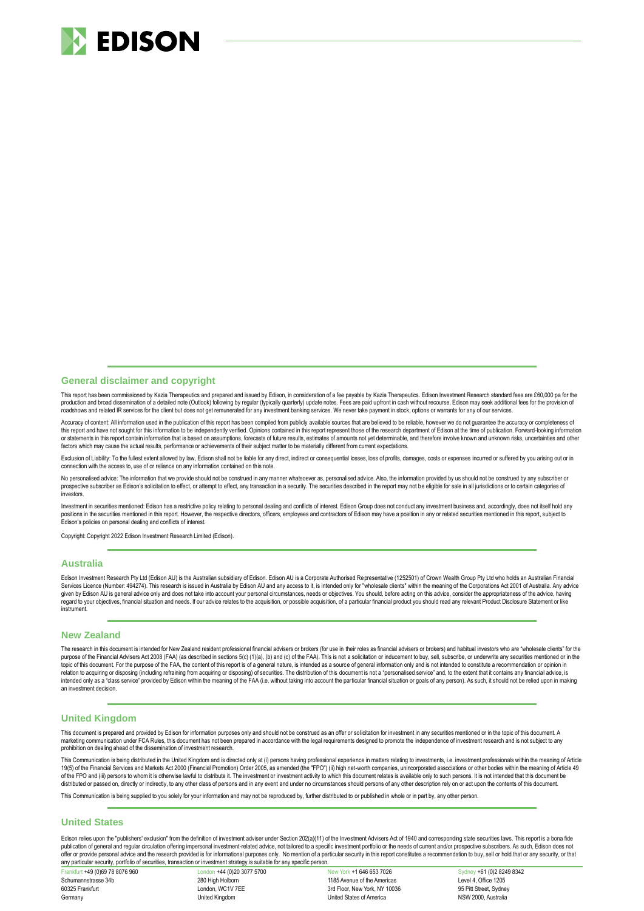## General disclaimer and copyright

This report has been commissioned by Kazia Therapeutics and prepared and issued by Edison, in consideration of a fee payable by Kazia Therapeutics. Edison Investment Research standard fees are £60,000 pa for the production and broad dissemination of a detailed note (Outlook) following by regular (typically quarterly) update notes. Fees are paid upfront in cash without recourse. Edison may seek additional fees for the provision of roadshows and related IR services for the client but does not get remunerated for any investment banking services. We never take payment in stock, options or warrants for any of our services.

Accuracy of content: All information used in the publication of this report has been compiled from publicly available sources that are believed to be reliable, however we do not guarantee the accuracy or completeness of this report and have not sought for this information to be independently verified. Opinions contained in this report represent those of the research department of Edison at the time of publication. Forward-looking information or statements in this report contain information that is based on assumptions, forecasts of future results, estimates of amounts not yet determinable, and therefore involve known and unknown risks, uncertainties and other factors which may cause the actual results, performance or achievements of their subject matter to be materially different from current expectations.

Exclusion of Liability: To the fullest extent allowed by law, Edison shall not be liable for any direct, indirect or consequential losses, loss of profits, damages, costs or expenses incurred or suffered by you arising out or in connection with the access to, use of or reliance on any information contained on this note.

No personalised advice: The information that we provide should not be construed in any manner whatsoever as, personalised advice. Also, the information provided by us should not be construed by any subscriber or prospective subscriber as Edison's solicitation to effect, or attempt to effect, any transaction in a security. The securities described in the report may not be eligible for sale in all jurisdictions or to certain categories of investors.

Investment in securities mentioned: Edison has a restrictive policy relating to personal dealing and conflicts of interest. Edison Group does not conduct any investment business and, accordingly, does not itself hold any positions in the securities mentioned in this report. However, the respective directors, officers, employees and contractors of Edison may have a position in any or related securities mentioned in this report, subject to Edison's policies on personal dealing and conflicts of interest.

Copyright: Copyright 2022 Edison Investment Research Limited (Edison).

## Australia

Edison Investment Research Pty Ltd (Edison AU) is the Australian subsidiary of Edison. Edison AU is a Corporate Authorised Representative (1252501) of Crown Wealth Group Pty Ltd who holds an Australian Financial Services Licence (Number: 494274). This research is issued in Australia by Edison AU and any access to it, is intended only for "wholesale clients" within the meaning of the Corporations Act 2001 of Australia. Any advice given by Edison AU is general advice only and does not take into account your personal circumstances, needs or objectives. You should, before acting on this advice, consider the appropriateness of the advice, having regard to your objectives, financial situation and needs. If our advice relates to the acquisition, or possible acquisition, of a particular financial product you should read any relevant Product Disclosure Statement or like instrument.

## New Zealand

The research in this document is intended for New Zealand resident professional financial advisers or brokers (for use in their roles as financial advisers or brokers) and habitual investors who are "wholesale clients" for the purpose of the Financial Advisers Act 2008 (FAA) (as described in sections 5(c) (1)(a), (b) and (c) of the FAA). This is not a solicitation or inducement to buy, sell, subscribe, or underwrite any securities mentioned or in the topic of this document. For the purpose of the FAA, the content of this report is of a general nature, is intended as a source of general information only and is not intended to constitute a recommendation or opinion in relation to acquiring or disposing (including refraining from acquiring or disposing) of securities. The distribution of this document is not a "personalised service" and, to the extent that it contains any financial advice, is intended only as a "class service" provided by Edison within the meaning of the FAA (i.e. without taking into account the particular financial situation or goals of any person). As such, it should not be relied upon in making an investment decision.

## United Kingdom

This document is prepared and provided by Edison for information purposes only and should not be construed as an offer or solicitation for investment in any securities mentioned or in the topic of this document. A marketing communication under FCA Rules, this document has not been prepared in accordance with the legal requirements designed to promote the independence of investment research and is not subject to any prohibition on dealing ahead of the dissemination of investment research.

This Communication is being distributed in the United Kingdom and is directed only at (i) persons having professional experience in matters relating to investments, i.e. investment professionals within the meaning of Article 19(5) of the Financial Services and Markets Act 2000 (Financial Promotion) Order 2005, as amended (the "FPO") (ii) high net-worth companies, unincorporated associations or other bodies within the meaning of Article 49 of the FPO and (iii) persons to whom it is otherwise lawful to distribute it. The investment or investment activity to which this document relates is available only to such persons. It is not intended that this document be distributed or passed on, directly or indirectly, to any other class of persons and in any event and under no circumstances should persons of any other description rely on or act upon the contents of this document.

This Communication is being supplied to you solely for your information and may not be reproduced by, further distributed to or published in whole or in part by, any other person.

## United States

Edison relies upon the "publishers' exclusion" from the definition of investment adviser under Section 202(a)(11) of the Investment Advisers Act of 1940 and corresponding state securities laws. This report is a bona fide publication of general and regular circulation offering impersonal investment-related advice, not tailored to a specific investment portfolio or the needs of current and/or prospective subscribers. As such, Edison does not offer or provide personal advice and the research provided is for informational purposes only. No mention of a particular security in this report constitutes a recommendation to buy, sell or hold that or any security, or that any particular security, portfolio of securities, transaction or investment strategy is suitable for any specific person.

Frankfurt +49 (0)69 78 8076 960
Schumannstrasse 34b
60325 Frankfurt
Germany

London +44 (0)20 3077 5700
280 High Holborn
London, WC1V 7EE
United Kingdom

New York +1 646 653 7026
1185 Avenue of the Americas
3rd Floor, New York, NY 10036
United States of America

Sydney +61 (0)2 8249 8342
Level 4, Office 1205
95 Pitt Street, Sydney
NSW 2000, Australia